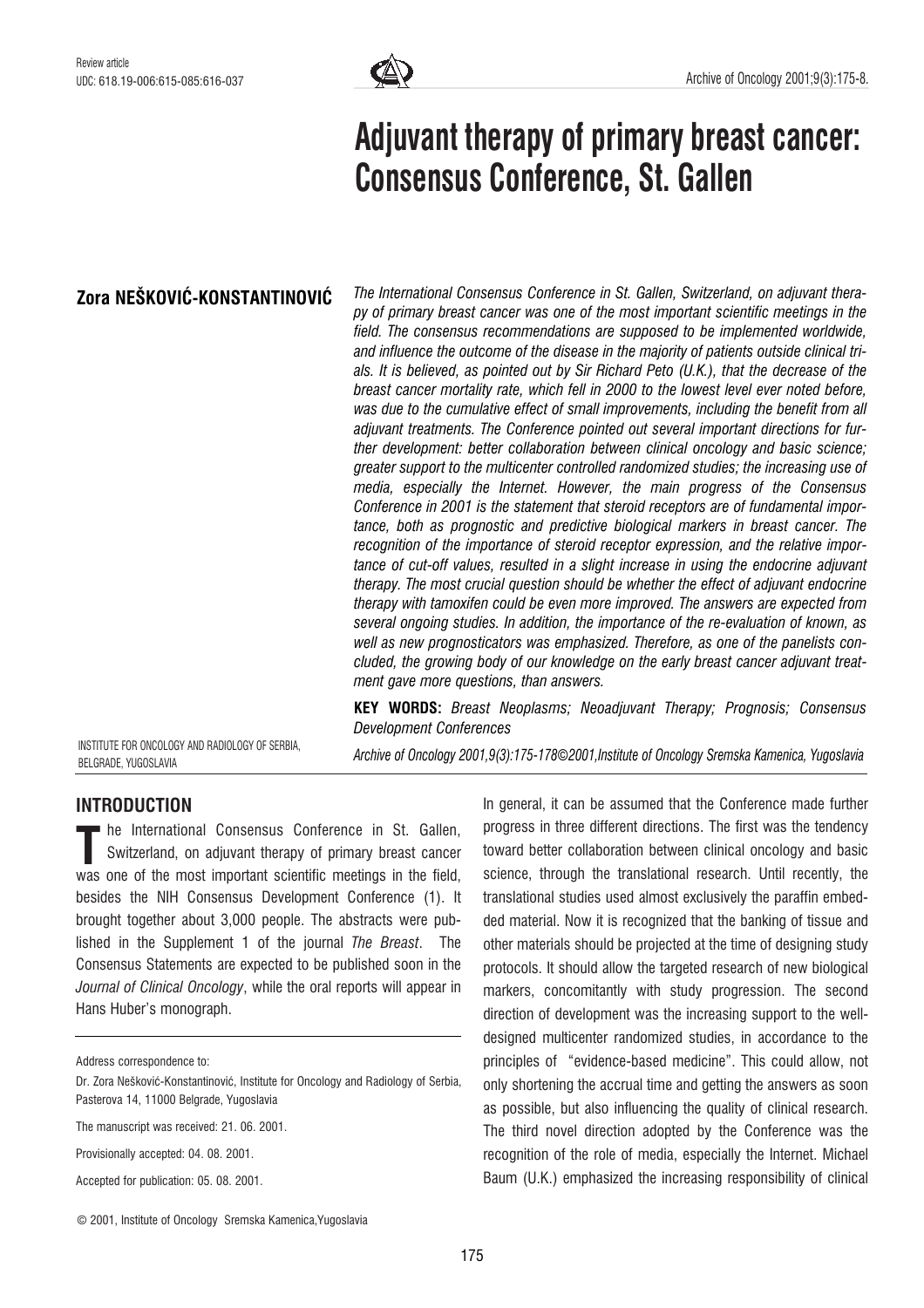Review article

UDC: 618.19-006:615-085:616-037

# Adjuvant therapy of primary breast cancer: Consensus Conference, St. Gallen

**Zora NEŠKOVIĆ-KONSTANTINOVIĆ**

INSTITUTE FOR ONCOLOGY AND RADIOLOGY OF SERBIA, BELGRADE, YUGOSLAVIA

*The International Consensus Conference in St. Gallen, Switzerland, on adjuvant therapy of primary breast cancer was one of the most important scientific meetings in the field. The consensus recommendations are supposed to be implemented worldwide, and influence the outcome of the disease in the majority of patients outside clinical trials. It is believed, as pointed out by Sir Richard Peto (U.K.), that the decrease of the breast cancer mortality rate, which fell in 2000 to the lowest level ever noted before, was due to the cumulative effect of small improvements, including the benefit from all adjuvant treatments. The Conference pointed out several important directions for further development: better collaboration between clinical oncology and basic science; greater support to the multicenter controlled randomized studies; the increasing use of media, especially the Internet. However, the main progress of the Consensus Conference in 2001 is the statement that steroid receptors are of fundamental importance, both as prognostic and predictive biological markers in breast cancer. The recognition of the importance of steroid receptor expression, and the relative importance of cut-off values, resulted in a slight increase in using the endocrine adjuvant therapy. The most crucial question should be whether the effect of adjuvant endocrine therapy with tamoxifen could be even more improved. The answers are expected from several ongoing studies. In addition, the importance of the re-evaluation of known, as well as new prognosticators was emphasized. Therefore, as one of the panelists concluded, the growing body of our knowledge on the early breast cancer adjuvant treatment gave more questions, than answers.*

**KEY WORDS:** *Breast Neoplasms; Neoadjuvant Therapy; Prognosis; Consensus Development Conferences*

*Archive of Oncology 2001,9(3):175-178©2001,Institute of Oncology Sremska Kamenica, Yugoslavia*

## INTRODUCTION

The International Consensus Conference in St. Gallen, Switzerland, on adjuvant therapy of primary breast cancer was one of the most important scientific meetings in the field, besides the NIH Consensus Development Conference (1). It brought together about 3,000 people. The abstracts were published in the Supplement 1 of the journal *The Breast*. The Consensus Statements are expected to be published soon in the *Journal of Clinical Oncology*, while the oral reports will appear in Hans Huber's monograph.

In general, it can be assumed that the Conference made further progress in three different directions. The first was the tendency toward better collaboration between clinical oncology and basic science, through the translational research. Until recently, the translational studies used almost exclusively the paraffin embedded material. Now it is recognized that the banking of tissue and other materials should be projected at the time of designing study protocols. It should allow the targeted research of new biological markers, concomitantly with study progression. The second direction of development was the increasing support to the well-designed multicenter randomized studies, in accordance to the principles of "evidence-based medicine". This could allow, not only shortening the accrual time and getting the answers as soon as possible, but also influencing the quality of clinical research. The third novel direction adopted by the Conference was the recognition of the role of media, especially the Internet. Michael Baum (U.K.) emphasized the increasing responsibility of clinical

Address correspondence to:

Dr. Zora Nešković-Konstantinović, Institute for Oncology and Radiology of Serbia, Pasterova 14, 11000 Belgrade, Yugoslavia

The manuscript was received: 21. 06. 2001.

Provisionally accepted: 04. 08. 2001.

Accepted for publication: 05. 08. 2001.

© 2001, Institute of Oncology Sremska Kamenica,Yugoslavia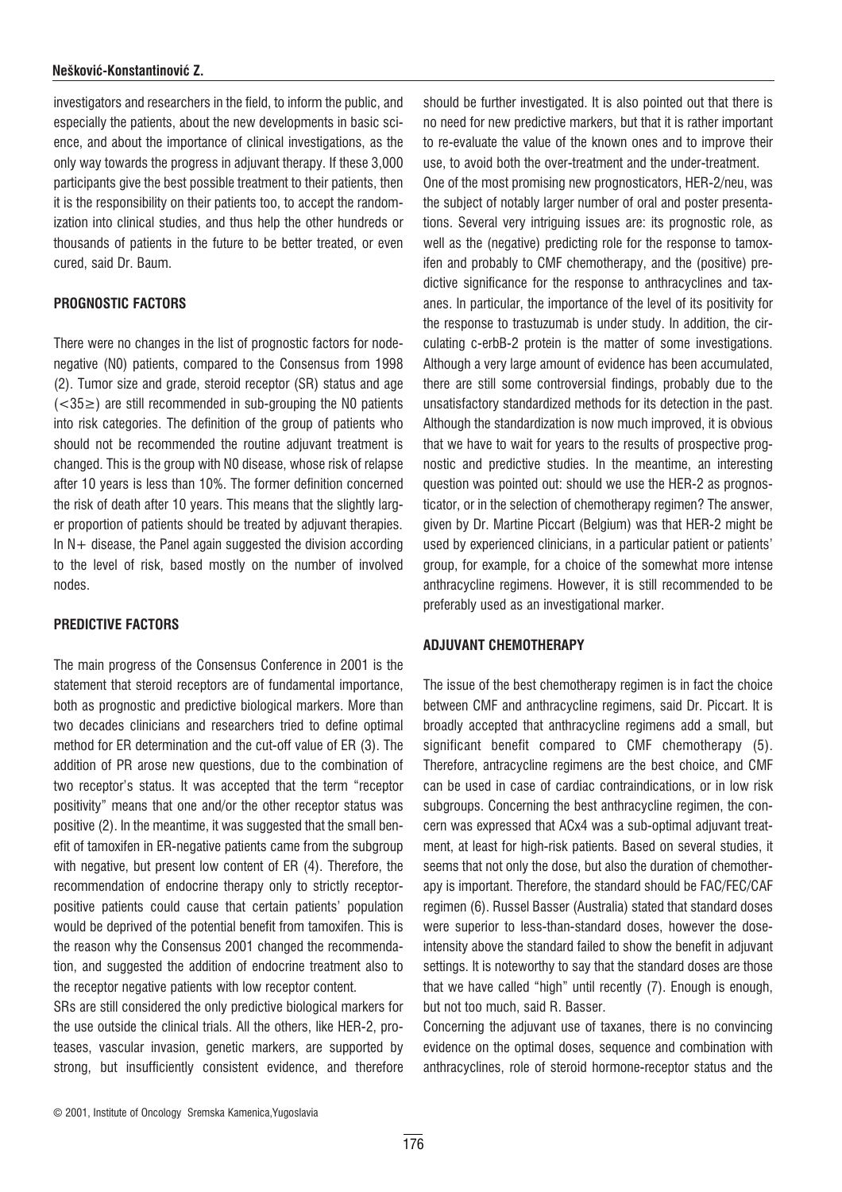investigators and researchers in the field, to inform the public, and especially the patients, about the new developments in basic science, and about the importance of clinical investigations, as the only way towards the progress in adjuvant therapy. If these 3,000 participants give the best possible treatment to their patients, then it is the responsibility on their patients too, to accept the randomization into clinical studies, and thus help the other hundreds or thousands of patients in the future to be better treated, or even cured, said Dr. Baum.

## PROGNOSTIC FACTORS

There were no changes in the list of prognostic factors for node-negative (N0) patients, compared to the Consensus from 1998 (2). Tumor size and grade, steroid receptor (SR) status and age (<35≥) are still recommended in sub-grouping the N0 patients into risk categories. The definition of the group of patients who should not be recommended the routine adjuvant treatment is changed. This is the group with N0 disease, whose risk of relapse after 10 years is less than 10%. The former definition concerned the risk of death after 10 years. This means that the slightly larger proportion of patients should be treated by adjuvant therapies. In N+ disease, the Panel again suggested the division according to the level of risk, based mostly on the number of involved nodes.

## PREDICTIVE FACTORS

The main progress of the Consensus Conference in 2001 is the statement that steroid receptors are of fundamental importance, both as prognostic and predictive biological markers. More than two decades clinicians and researchers tried to define optimal method for ER determination and the cut-off value of ER (3). The addition of PR arose new questions, due to the combination of two receptor's status. It was accepted that the term "receptor positivity" means that one and/or the other receptor status was positive (2). In the meantime, it was suggested that the small benefit of tamoxifen in ER-negative patients came from the subgroup with negative, but present low content of ER (4). Therefore, the recommendation of endocrine therapy only to strictly receptor-positive patients could cause that certain patients' population would be deprived of the potential benefit from tamoxifen. This is the reason why the Consensus 2001 changed the recommendation, and suggested the addition of endocrine treatment also to the receptor negative patients with low receptor content.

SRs are still considered the only predictive biological markers for the use outside the clinical trials. All the others, like HER-2, proteases, vascular invasion, genetic markers, are supported by strong, but insufficiently consistent evidence, and therefore should be further investigated. It is also pointed out that there is no need for new predictive markers, but that it is rather important to re-evaluate the value of the known ones and to improve their use, to avoid both the over-treatment and the under-treatment.

One of the most promising new prognosticators, HER-2/neu, was the subject of notably larger number of oral and poster presentations. Several very intriguing issues are: its prognostic role, as well as the (negative) predicting role for the response to tamoxifen and probably to CMF chemotherapy, and the (positive) predictive significance for the response to anthracyclines and taxanes. In particular, the importance of the level of its positivity for the response to trastuzumab is under study. In addition, the circulating c-erbB-2 protein is the matter of some investigations. Although a very large amount of evidence has been accumulated, there are still some controversial findings, probably due to the unsatisfactory standardized methods for its detection in the past. Although the standardization is now much improved, it is obvious that we have to wait for years to the results of prospective prognostic and predictive studies. In the meantime, an interesting question was pointed out: should we use the HER-2 as prognosticator, or in the selection of chemotherapy regimen? The answer, given by Dr. Martine Piccart (Belgium) was that HER-2 might be used by experienced clinicians, in a particular patient or patients' group, for example, for a choice of the somewhat more intense anthracycline regimens. However, it is still recommended to be preferably used as an investigational marker.

## ADJUVANT CHEMOTHERAPY

The issue of the best chemotherapy regimen is in fact the choice between CMF and anthracycline regimens, said Dr. Piccart. It is broadly accepted that anthracycline regimens add a small, but significant benefit compared to CMF chemotherapy (5). Therefore, antracycline regimens are the best choice, and CMF can be used in case of cardiac contraindications, or in low risk subgroups. Concerning the best anthracycline regimen, the concern was expressed that ACx4 was a sub-optimal adjuvant treatment, at least for high-risk patients. Based on several studies, it seems that not only the dose, but also the duration of chemotherapy is important. Therefore, the standard should be FAC/FEC/CAF regimen (6). Russel Basser (Australia) stated that standard doses were superior to less-than-standard doses, however the dose-intensity above the standard failed to show the benefit in adjuvant settings. It is noteworthy to say that the standard doses are those that we have called "high" until recently (7). Enough is enough, but not too much, said R. Basser.

Concerning the adjuvant use of taxanes, there is no convincing evidence on the optimal doses, sequence and combination with anthracyclines, role of steroid hormone-receptor status and the

© 2001, Institute of Oncology Sremska Kamenica,Yugoslavia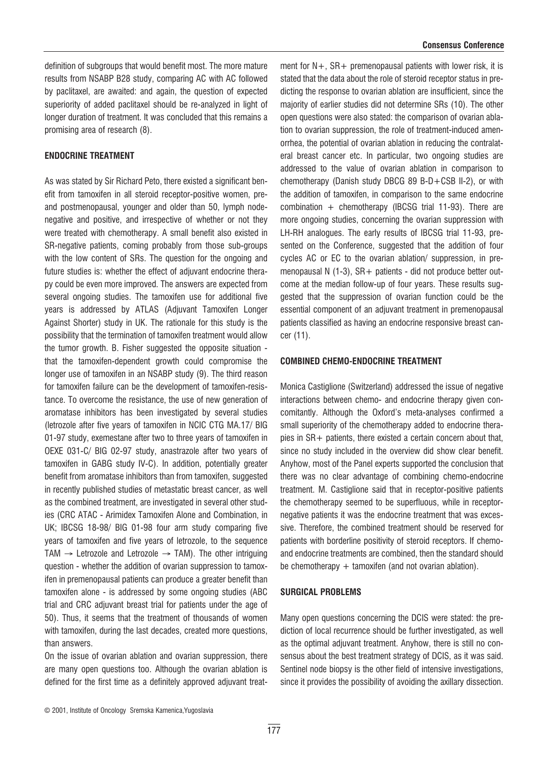definition of subgroups that would benefit most. The more mature results from NSABP B28 study, comparing AC with AC followed by paclitaxel, are awaited: and again, the question of expected superiority of added paclitaxel should be re-analyzed in light of longer duration of treatment. It was concluded that this remains a promising area of research (8).

## ENDOCRINE TREATMENT

As was stated by Sir Richard Peto, there existed a significant benefit from tamoxifen in all steroid receptor-positive women, pre- and postmenopausal, younger and older than 50, lymph node-negative and positive, and irrespective of whether or not they were treated with chemotherapy. A small benefit also existed in SR-negative patients, coming probably from those sub-groups with the low content of SRs. The question for the ongoing and future studies is: whether the effect of adjuvant endocrine therapy could be even more improved. The answers are expected from several ongoing studies. The tamoxifen use for additional five years is addressed by ATLAS (Adjuvant Tamoxifen Longer Against Shorter) study in UK. The rationale for this study is the possibility that the termination of tamoxifen treatment would allow the tumor growth. B. Fisher suggested the opposite situation - that the tamoxifen-dependent growth could compromise the longer use of tamoxifen in an NSABP study (9). The third reason for tamoxifen failure can be the development of tamoxifen-resistance. To overcome the resistance, the use of new generation of aromatase inhibitors has been investigated by several studies (letrozole after five years of tamoxifen in NCIC CTG MA.17/ BIG 01-97 study, exemestane after two to three years of tamoxifen in OEXE 031-C/ BIG 02-97 study, anastrazole after two years of tamoxifen in GABG study IV-C). In addition, potentially greater benefit from aromatase inhibitors than from tamoxifen, suggested in recently published studies of metastatic breast cancer, as well as the combined treatment, are investigated in several other studies (CRC ATAC - Arimidex Tamoxifen Alone and Combination, in UK; IBCSG 18-98/ BIG 01-98 four arm study comparing five years of tamoxifen and five years of letrozole, to the sequence TAM → Letrozole and Letrozole → TAM). The other intriguing question - whether the addition of ovarian suppression to tamoxifen in premenopausal patients can produce a greater benefit than tamoxifen alone - is addressed by some ongoing studies (ABC trial and CRC adjuvant breast trial for patients under the age of 50). Thus, it seems that the treatment of thousands of women with tamoxifen, during the last decades, created more questions, than answers.

On the issue of ovarian ablation and ovarian suppression, there are many open questions too. Although the ovarian ablation is defined for the first time as a definitely approved adjuvant treatment for N+, SR+ premenopausal patients with lower risk, it is stated that the data about the role of steroid receptor status in predicting the response to ovarian ablation are insufficient, since the majority of earlier studies did not determine SRs (10). The other open questions were also stated: the comparison of ovarian ablation to ovarian suppression, the role of treatment-induced amenorrhea, the potential of ovarian ablation in reducing the contralateral breast cancer etc. In particular, two ongoing studies are addressed to the value of ovarian ablation in comparison to chemotherapy (Danish study DBCG 89 B-D+CSB II-2), or with the addition of tamoxifen, in comparison to the same endocrine combination + chemotherapy (IBCSG trial 11-93). There are more ongoing studies, concerning the ovarian suppression with LH-RH analogues. The early results of IBCSG trial 11-93, presented on the Conference, suggested that the addition of four cycles AC or EC to the ovarian ablation/ suppression, in premenopausal N (1-3), SR+ patients - did not produce better outcome at the median follow-up of four years. These results suggested that the suppression of ovarian function could be the essential component of an adjuvant treatment in premenopausal patients classified as having an endocrine responsive breast cancer (11).

## COMBINED CHEMO-ENDOCRINE TREATMENT

Monica Castiglione (Switzerland) addressed the issue of negative interactions between chemo- and endocrine therapy given concomitantly. Although the Oxford's meta-analyses confirmed a small superiority of the chemotherapy added to endocrine therapies in SR+ patients, there existed a certain concern about that, since no study included in the overview did show clear benefit. Anyhow, most of the Panel experts supported the conclusion that there was no clear advantage of combining chemo-endocrine treatment. M. Castiglione said that in receptor-positive patients the chemotherapy seemed to be superfluous, while in receptor-negative patients it was the endocrine treatment that was excessive. Therefore, the combined treatment should be reserved for patients with borderline positivity of steroid receptors. If chemo- and endocrine treatments are combined, then the standard should be chemotherapy + tamoxifen (and not ovarian ablation).

## SURGICAL PROBLEMS

Many open questions concerning the DCIS were stated: the prediction of local recurrence should be further investigated, as well as the optimal adjuvant treatment. Anyhow, there is still no consensus about the best treatment strategy of DCIS, as it was said. Sentinel node biopsy is the other field of intensive investigations, since it provides the possibility of avoiding the axillary dissection.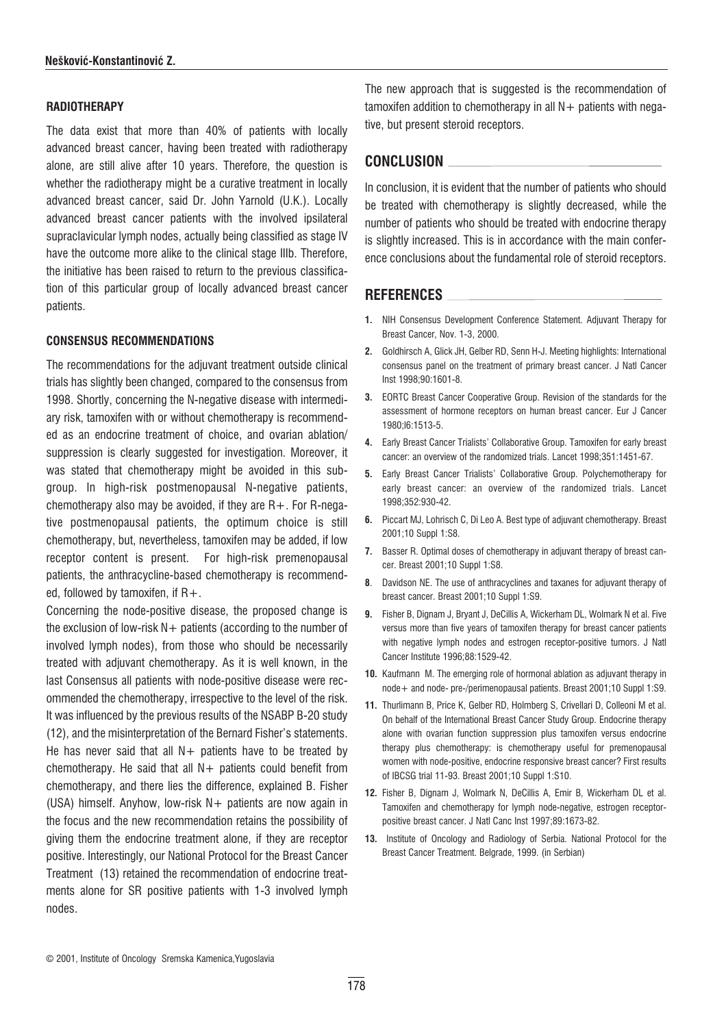**RADIOTHERAPY**

The data exist that more than 40% of patients with locally advanced breast cancer, having been treated with radiotherapy alone, are still alive after 10 years. Therefore, the question is whether the radiotherapy might be a curative treatment in locally advanced breast cancer, said Dr. John Yarnold (U.K.). Locally advanced breast cancer patients with the involved ipsilateral supraclavicular lymph nodes, actually being classified as stage IV have the outcome more alike to the clinical stage IIIb. Therefore, the initiative has been raised to return to the previous classification of this particular group of locally advanced breast cancer patients.

**CONSENSUS RECOMMENDATIONS**

The recommendations for the adjuvant treatment outside clinical trials has slightly been changed, compared to the consensus from 1998. Shortly, concerning the N-negative disease with intermediary risk, tamoxifen with or without chemotherapy is recommended as an endocrine treatment of choice, and ovarian ablation/ suppression is clearly suggested for investigation. Moreover, it was stated that chemotherapy might be avoided in this subgroup. In high-risk postmenopausal N-negative patients, chemotherapy also may be avoided, if they are R+. For R-negative postmenopausal patients, the optimum choice is still chemotherapy, but, nevertheless, tamoxifen may be added, if low receptor content is present. For high-risk premenopausal patients, the anthracycline-based chemotherapy is recommended, followed by tamoxifen, if R+.

Concerning the node-positive disease, the proposed change is the exclusion of low-risk N+ patients (according to the number of involved lymph nodes), from those who should be necessarily treated with adjuvant chemotherapy. As it is well known, in the last Consensus all patients with node-positive disease were recommended the chemotherapy, irrespective to the level of the risk. It was influenced by the previous results of the NSABP B-20 study (12), and the misinterpretation of the Bernard Fisher's statements. He has never said that all N+ patients have to be treated by chemotherapy. He said that all N+ patients could benefit from chemotherapy, and there lies the difference, explained B. Fisher (USA) himself. Anyhow, low-risk N+ patients are now again in the focus and the new recommendation retains the possibility of giving them the endocrine treatment alone, if they are receptor positive. Interestingly, our National Protocol for the Breast Cancer Treatment (13) retained the recommendation of endocrine treatments alone for SR positive patients with 1-3 involved lymph nodes.

The new approach that is suggested is the recommendation of tamoxifen addition to chemotherapy in all N+ patients with negative, but present steroid receptors.

## CONCLUSION

In conclusion, it is evident that the number of patients who should be treated with chemotherapy is slightly decreased, while the number of patients who should be treated with endocrine therapy is slightly increased. This is in accordance with the main conference conclusions about the fundamental role of steroid receptors.

## REFERENCES

1. NIH Consensus Development Conference Statement. Adjuvant Therapy for Breast Cancer, Nov. 1-3, 2000.
2. Goldhirsch A, Glick JH, Gelber RD, Senn H-J. Meeting highlights: International consensus panel on the treatment of primary breast cancer. J Natl Cancer Inst 1998;90:1601-8.
3. EORTC Breast Cancer Cooperative Group. Revision of the standards for the assessment of hormone receptors on human breast cancer. Eur J Cancer 1980;l6:1513-5.
4. Early Breast Cancer Trialists' Collaborative Group. Tamoxifen for early breast cancer: an overview of the randomized trials. Lancet 1998;351:1451-67.
5. Early Breast Cancer Trialists' Collaborative Group. Polychemotherapy for early breast cancer: an overview of the randomized trials. Lancet 1998;352:930-42.
6. Piccart MJ, Lohrisch C, Di Leo A. Best type of adjuvant chemotherapy. Breast 2001;10 Suppl 1:S8.
7. Basser R. Optimal doses of chemotherapy in adjuvant therapy of breast cancer. Breast 2001;10 Suppl 1:S8.
8. Davidson NE. The use of anthracyclines and taxanes for adjuvant therapy of breast cancer. Breast 2001;10 Suppl 1:S9.
9. Fisher B, Dignam J, Bryant J, DeCillis A, Wickerham DL, Wolmark N et al. Five versus more than five years of tamoxifen therapy for breast cancer patients with negative lymph nodes and estrogen receptor-positive tumors. J Natl Cancer Institute 1996;88:1529-42.
10. Kaufmann M. The emerging role of hormonal ablation as adjuvant therapy in node+ and node- pre-/perimenopausal patients. Breast 2001;10 Suppl 1:S9.
11. Thurlimann B, Price K, Gelber RD, Holmberg S, Crivellari D, Colleoni M et al. On behalf of the International Breast Cancer Study Group. Endocrine therapy alone with ovarian function suppression plus tamoxifen versus endocrine therapy plus chemotherapy: is chemotherapy useful for premenopausal women with node-positive, endocrine responsive breast cancer? First results of IBCSG trial 11-93. Breast 2001;10 Suppl 1:S10.
12. Fisher B, Dignam J, Wolmark N, DeCillis A, Emir B, Wickerham DL et al. Tamoxifen and chemotherapy for lymph node-negative, estrogen receptor-positive breast cancer. J Natl Canc Inst 1997;89:1673-82.
13. Institute of Oncology and Radiology of Serbia. National Protocol for the Breast Cancer Treatment. Belgrade, 1999. (in Serbian)